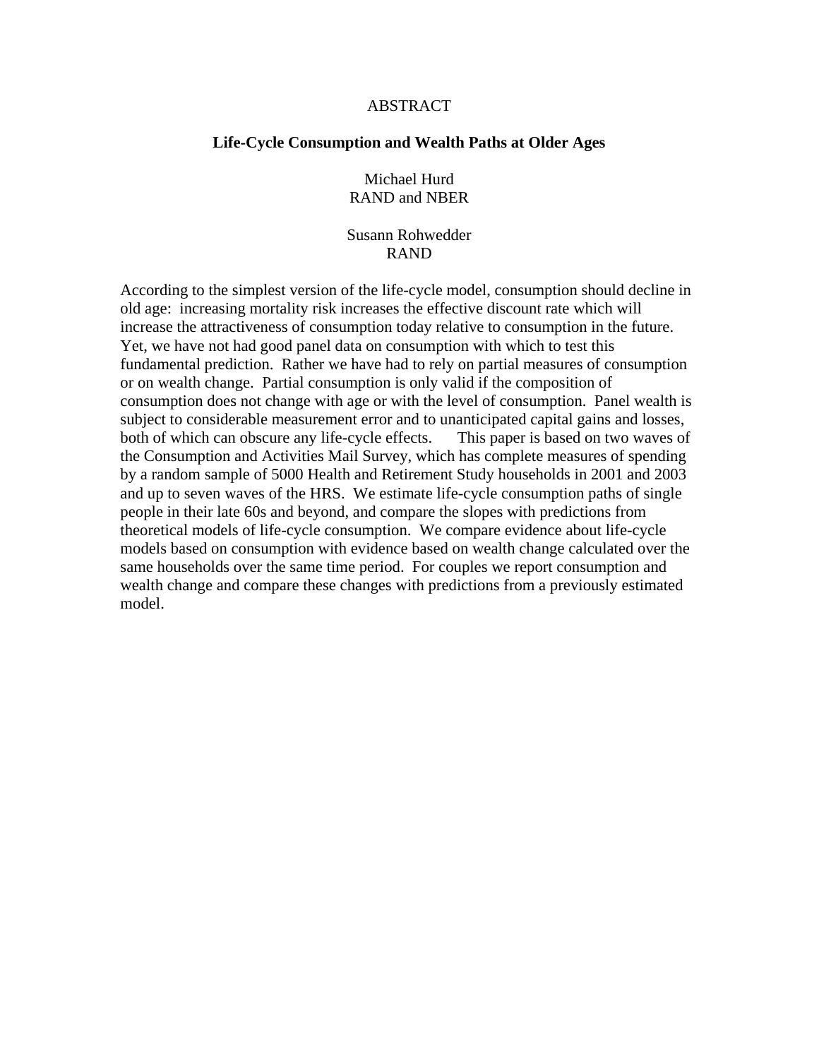ABSTRACT

**Life-Cycle Consumption and Wealth Paths at Older Ages**

Michael Hurd
RAND and NBER

Susann Rohwedder
RAND

According to the simplest version of the life-cycle model, consumption should decline in old age: increasing mortality risk increases the effective discount rate which will increase the attractiveness of consumption today relative to consumption in the future. Yet, we have not had good panel data on consumption with which to test this fundamental prediction. Rather we have had to rely on partial measures of consumption or on wealth change. Partial consumption is only valid if the composition of consumption does not change with age or with the level of consumption. Panel wealth is subject to considerable measurement error and to unanticipated capital gains and losses, both of which can obscure any life-cycle effects. This paper is based on two waves of the Consumption and Activities Mail Survey, which has complete measures of spending by a random sample of 5000 Health and Retirement Study households in 2001 and 2003 and up to seven waves of the HRS. We estimate life-cycle consumption paths of single people in their late 60s and beyond, and compare the slopes with predictions from theoretical models of life-cycle consumption. We compare evidence about life-cycle models based on consumption with evidence based on wealth change calculated over the same households over the same time period. For couples we report consumption and wealth change and compare these changes with predictions from a previously estimated model.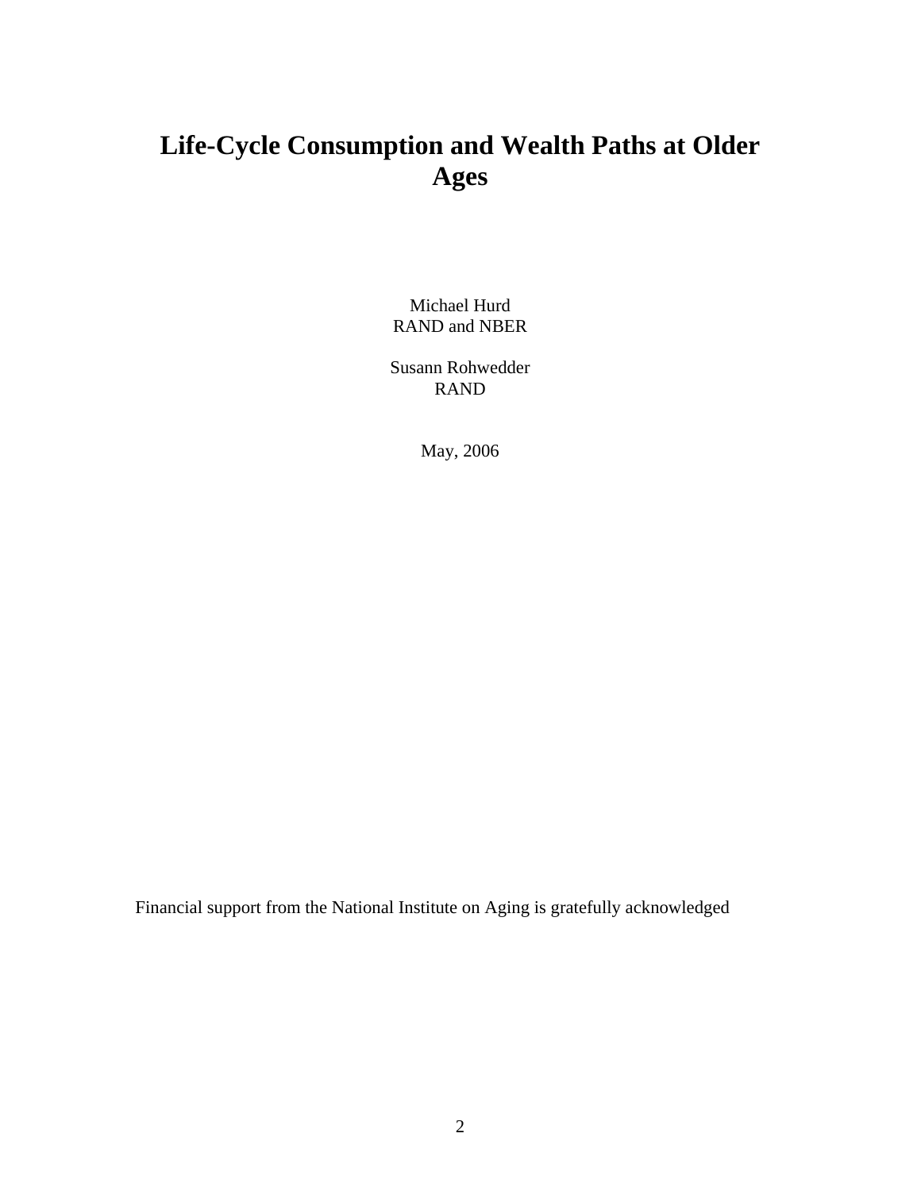# Life-Cycle Consumption and Wealth Paths at Older Ages

Michael Hurd
RAND and NBER

Susann Rohwedder
RAND

May, 2006

Financial support from the National Institute on Aging is gratefully acknowledged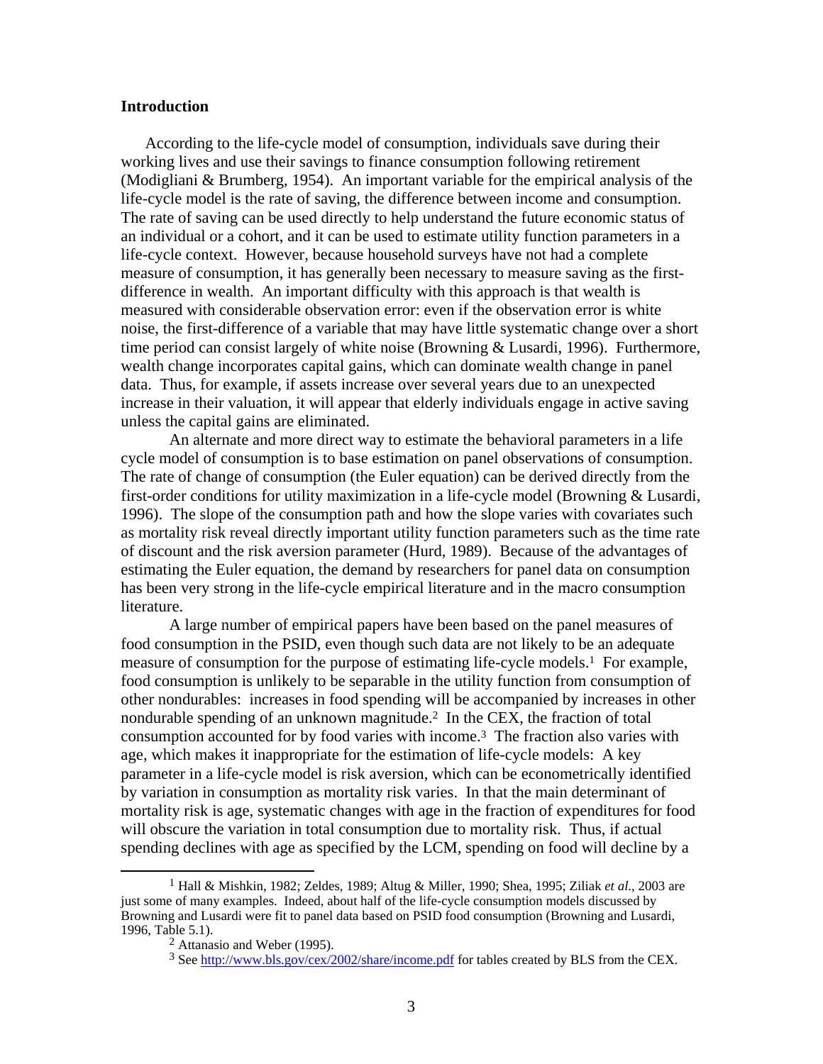## Introduction

According to the life-cycle model of consumption, individuals save during their working lives and use their savings to finance consumption following retirement (Modigliani & Brumberg, 1954). An important variable for the empirical analysis of the life-cycle model is the rate of saving, the difference between income and consumption. The rate of saving can be used directly to help understand the future economic status of an individual or a cohort, and it can be used to estimate utility function parameters in a life-cycle context. However, because household surveys have not had a complete measure of consumption, it has generally been necessary to measure saving as the first-difference in wealth. An important difficulty with this approach is that wealth is measured with considerable observation error: even if the observation error is white noise, the first-difference of a variable that may have little systematic change over a short time period can consist largely of white noise (Browning & Lusardi, 1996). Furthermore, wealth change incorporates capital gains, which can dominate wealth change in panel data. Thus, for example, if assets increase over several years due to an unexpected increase in their valuation, it will appear that elderly individuals engage in active saving unless the capital gains are eliminated.

An alternate and more direct way to estimate the behavioral parameters in a life cycle model of consumption is to base estimation on panel observations of consumption. The rate of change of consumption (the Euler equation) can be derived directly from the first-order conditions for utility maximization in a life-cycle model (Browning & Lusardi, 1996). The slope of the consumption path and how the slope varies with covariates such as mortality risk reveal directly important utility function parameters such as the time rate of discount and the risk aversion parameter (Hurd, 1989). Because of the advantages of estimating the Euler equation, the demand by researchers for panel data on consumption has been very strong in the life-cycle empirical literature and in the macro consumption literature.

A large number of empirical papers have been based on the panel measures of food consumption in the PSID, even though such data are not likely to be an adequate measure of consumption for the purpose of estimating life-cycle models.[1] For example, food consumption is unlikely to be separable in the utility function from consumption of other nondurables: increases in food spending will be accompanied by increases in other nondurable spending of an unknown magnitude.[2] In the CEX, the fraction of total consumption accounted for by food varies with income.[3] The fraction also varies with age, which makes it inappropriate for the estimation of life-cycle models: A key parameter in a life-cycle model is risk aversion, which can be econometrically identified by variation in consumption as mortality risk varies. In that the main determinant of mortality risk is age, systematic changes with age in the fraction of expenditures for food will obscure the variation in total consumption due to mortality risk. Thus, if actual spending declines with age as specified by the LCM, spending on food will decline by a

---

[1] Hall & Mishkin, 1982; Zeldes, 1989; Altug & Miller, 1990; Shea, 1995; Ziliak *et al*., 2003 are just some of many examples. Indeed, about half of the life-cycle consumption models discussed by Browning and Lusardi were fit to panel data based on PSID food consumption (Browning and Lusardi, 1996, Table 5.1).

[2] Attanasio and Weber (1995).

[3] See http://www.bls.gov/cex/2002/share/income.pdf for tables created by BLS from the CEX.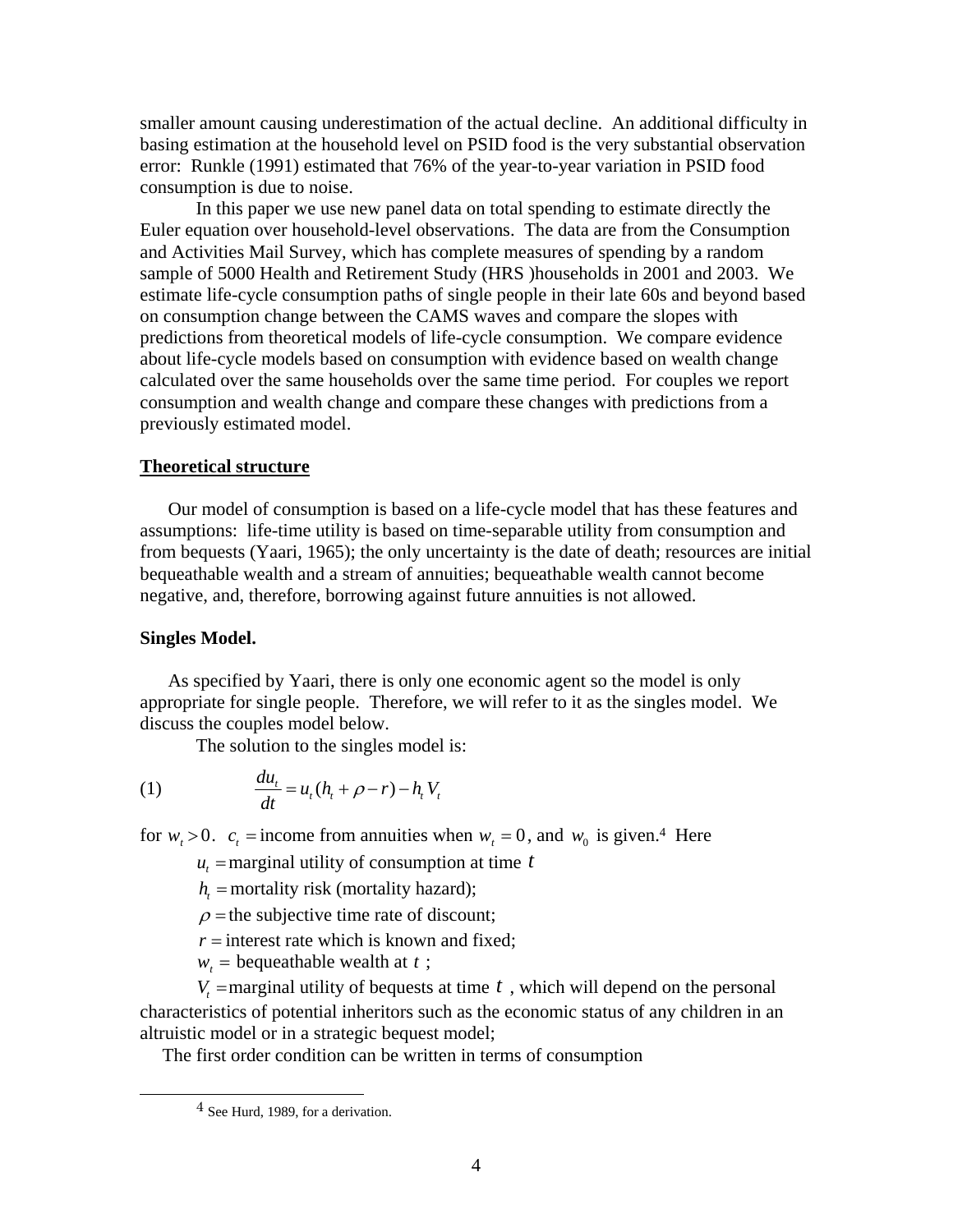smaller amount causing underestimation of the actual decline. An additional difficulty in basing estimation at the household level on PSID food is the very substantial observation error: Runkle (1991) estimated that 76% of the year-to-year variation in PSID food consumption is due to noise.

In this paper we use new panel data on total spending to estimate directly the Euler equation over household-level observations. The data are from the Consumption and Activities Mail Survey, which has complete measures of spending by a random sample of 5000 Health and Retirement Study (HRS )households in 2001 and 2003. We estimate life-cycle consumption paths of single people in their late 60s and beyond based on consumption change between the CAMS waves and compare the slopes with predictions from theoretical models of life-cycle consumption. We compare evidence about life-cycle models based on consumption with evidence based on wealth change calculated over the same households over the same time period. For couples we report consumption and wealth change and compare these changes with predictions from a previously estimated model.

## Theoretical structure

Our model of consumption is based on a life-cycle model that has these features and assumptions: life-time utility is based on time-separable utility from consumption and from bequests (Yaari, 1965); the only uncertainty is the date of death; resources are initial bequeathable wealth and a stream of annuities; bequeathable wealth cannot become negative, and, therefore, borrowing against future annuities is not allowed.

### Singles Model.

As specified by Yaari, there is only one economic agent so the model is only appropriate for single people. Therefore, we will refer to it as the singles model. We discuss the couples model below.

The solution to the singles model is:

$$\frac{du_t}{dt} = u_t(h_t + \rho - r) - h_t V_t \tag{1}$$

for $w_t > 0$. $c_t =$ income from annuities when $w_t = 0$, and $w_0$ is given.[4] Here

$u_t =$ marginal utility of consumption at time $t$

$h_t =$ mortality risk (mortality hazard);

$\rho =$ the subjective time rate of discount;

$r =$ interest rate which is known and fixed;

$w_t =$ bequeathable wealth at $t$ ;

$V_t =$ marginal utility of bequests at time $t$ , which will depend on the personal characteristics of potential inheritors such as the economic status of any children in an altruistic model or in a strategic bequest model;

The first order condition can be written in terms of consumption

[4] See Hurd, 1989, for a derivation.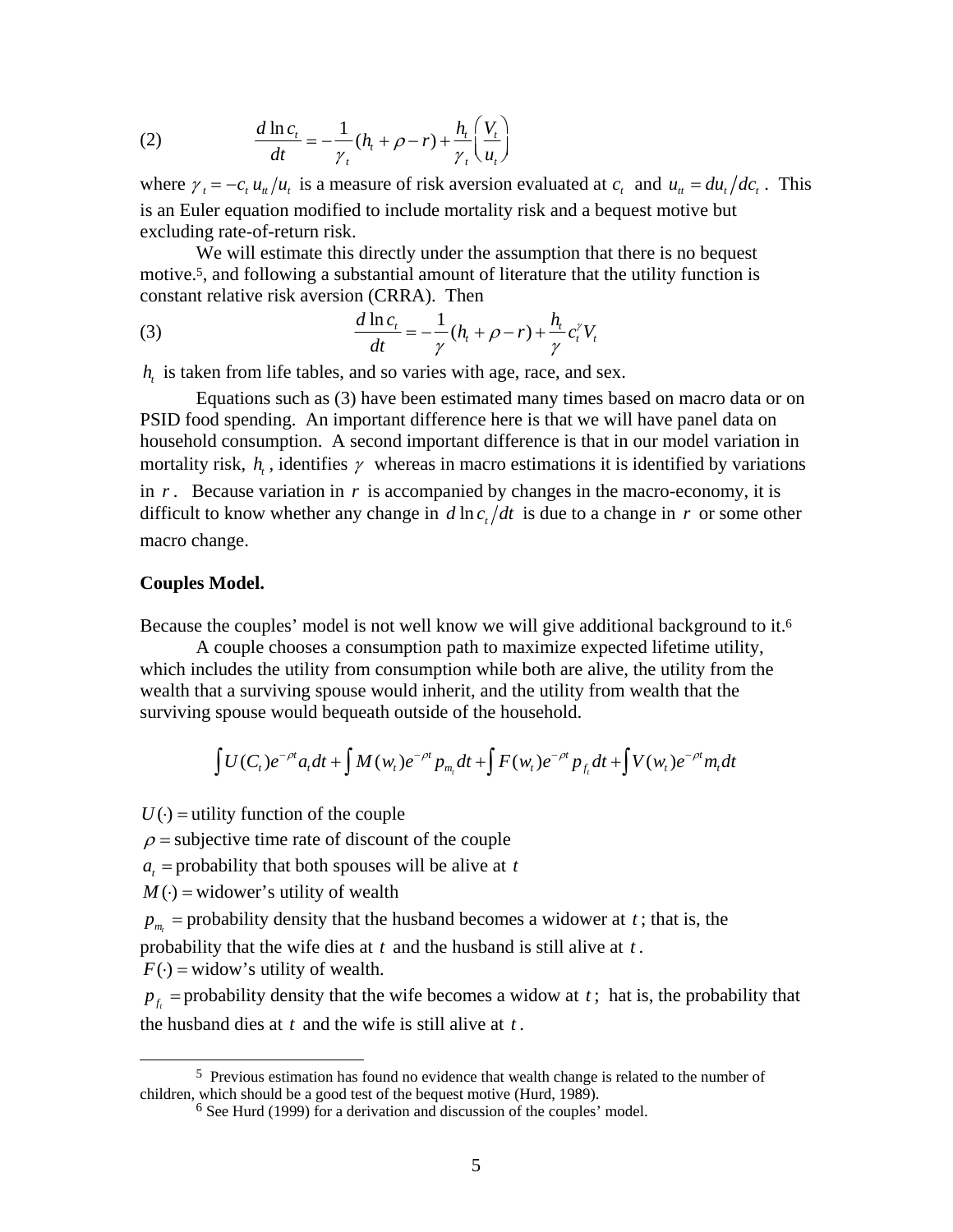$$
\frac{d\ln c_t}{dt} = -\frac{1}{\gamma_t}(h_t + \rho - r) + \frac{h_t}{\gamma_t}\left(\frac{V_t}{u_t}\right) \tag{2}
$$

where $\gamma_t = -c_t u_{tt}/u_t$ is a measure of risk aversion evaluated at $c_t$ and $u_{tt} = du_t/dc_t$. This is an Euler equation modified to include mortality risk and a bequest motive but excluding rate-of-return risk.

We will estimate this directly under the assumption that there is no bequest motive.[5], and following a substantial amount of literature that the utility function is constant relative risk aversion (CRRA). Then

$$
\frac{d\ln c_t}{dt} = -\frac{1}{\gamma}(h_t + \rho - r) + \frac{h_t}{\gamma}c_t^{\gamma}V_t \tag{3}
$$

$h_t$ is taken from life tables, and so varies with age, race, and sex.

Equations such as (3) have been estimated many times based on macro data or on PSID food spending. An important difference here is that we will have panel data on household consumption. A second important difference is that in our model variation in mortality risk, $h_t$, identifies $\gamma$ whereas in macro estimations it is identified by variations in $r$. Because variation in $r$ is accompanied by changes in the macro-economy, it is difficult to know whether any change in $d\ln c_t/dt$ is due to a change in $r$ or some other macro change.

**Couples Model.**

Because the couples' model is not well know we will give additional background to it.[6]

A couple chooses a consumption path to maximize expected lifetime utility, which includes the utility from consumption while both are alive, the utility from the wealth that a surviving spouse would inherit, and the utility from wealth that the surviving spouse would bequeath outside of the household.

$$
\int U(C_t)e^{-\rho t}a_t dt + \int M(w_t)e^{-\rho t}p_{m_t}dt + \int F(w_t)e^{-\rho t}p_{f_t}dt + \int V(w_t)e^{-\rho t}m_t dt
$$

$U(\cdot) =$ utility function of the couple

$\rho =$ subjective time rate of discount of the couple

$a_t =$ probability that both spouses will be alive at $t$

$M(\cdot) =$ widower's utility of wealth

$p_{m_t} =$ probability density that the husband becomes a widower at $t$; that is, the probability that the wife dies at $t$ and the husband is still alive at $t$.

$F(\cdot) =$ widow's utility of wealth.

$p_{f_t} =$ probability density that the wife becomes a widow at $t$; hat is, the probability that the husband dies at $t$ and the wife is still alive at $t$.

---

[5] Previous estimation has found no evidence that wealth change is related to the number of children, which should be a good test of the bequest motive (Hurd, 1989).

[6] See Hurd (1999) for a derivation and discussion of the couples' model.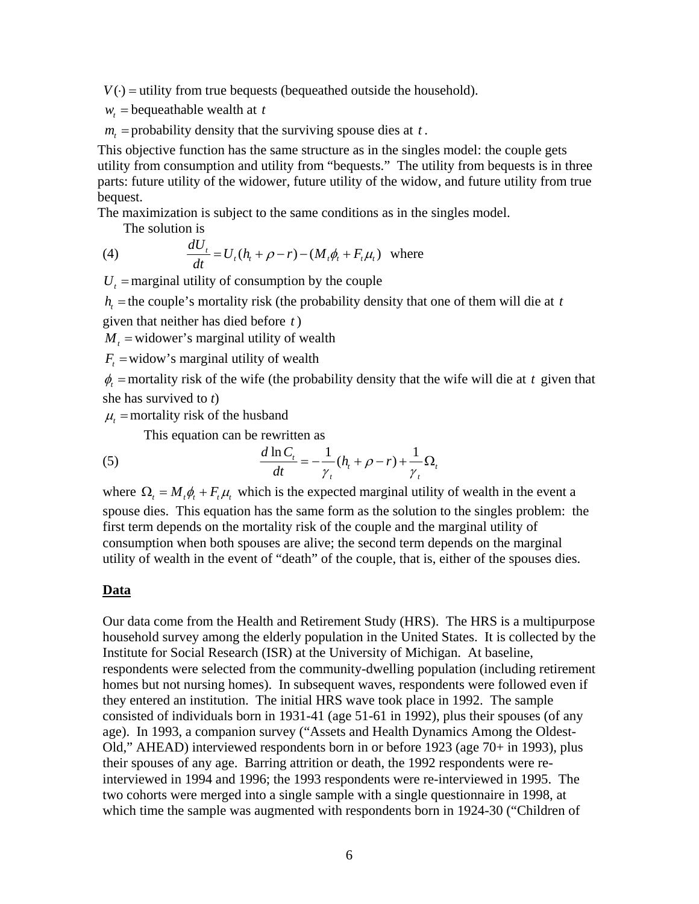$V(\cdot) =$ utility from true bequests (bequeathed outside the household).

$w_t =$ bequeathable wealth at $t$

$m_t =$ probability density that the surviving spouse dies at $t$.

This objective function has the same structure as in the singles model: the couple gets utility from consumption and utility from "bequests." The utility from bequests is in three parts: future utility of the widower, future utility of the widow, and future utility from true bequest.

The maximization is subject to the same conditions as in the singles model.

The solution is

$$\frac{dU_t}{dt} = U_t(h_t + \rho - r) - (M_t \phi_t + F_t \mu_t) \quad \text{where} \tag{4}$$

$U_t =$ marginal utility of consumption by the couple

$h_t =$ the couple's mortality risk (the probability density that one of them will die at $t$ given that neither has died before $t$)

$M_t =$ widower's marginal utility of wealth

$F_t =$ widow's marginal utility of wealth

$\phi_t =$ mortality risk of the wife (the probability density that the wife will die at $t$ given that she has survived to $t$)

$\mu_t =$ mortality risk of the husband

This equation can be rewritten as

$$\frac{d \ln C_t}{dt} = -\frac{1}{\gamma_t}(h_t + \rho - r) + \frac{1}{\gamma_t}\Omega_t \tag{5}$$

where $\Omega_t = M_t \phi_t + F_t \mu_t$ which is the expected marginal utility of wealth in the event a spouse dies. This equation has the same form as the solution to the singles problem: the first term depends on the mortality risk of the couple and the marginal utility of consumption when both spouses are alive; the second term depends on the marginal utility of wealth in the event of "death" of the couple, that is, either of the spouses dies.

## Data

Our data come from the Health and Retirement Study (HRS). The HRS is a multipurpose household survey among the elderly population in the United States. It is collected by the Institute for Social Research (ISR) at the University of Michigan. At baseline, respondents were selected from the community-dwelling population (including retirement homes but not nursing homes). In subsequent waves, respondents were followed even if they entered an institution. The initial HRS wave took place in 1992. The sample consisted of individuals born in 1931-41 (age 51-61 in 1992), plus their spouses (of any age). In 1993, a companion survey ("Assets and Health Dynamics Among the Oldest-Old," AHEAD) interviewed respondents born in or before 1923 (age 70+ in 1993), plus their spouses of any age. Barring attrition or death, the 1992 respondents were re-interviewed in 1994 and 1996; the 1993 respondents were re-interviewed in 1995. The two cohorts were merged into a single sample with a single questionnaire in 1998, at which time the sample was augmented with respondents born in 1924-30 ("Children of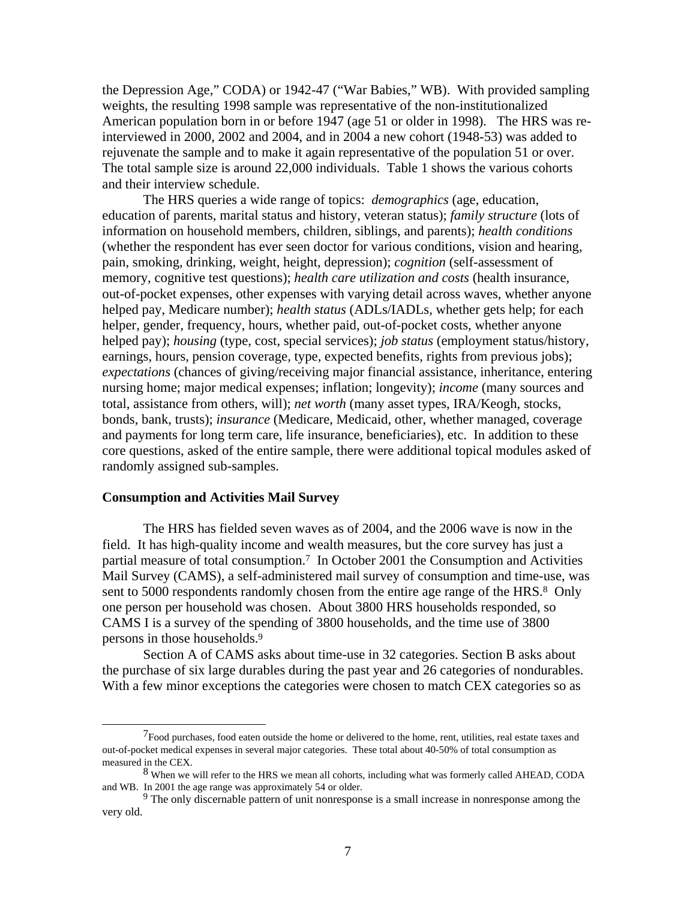the Depression Age," CODA) or 1942-47 ("War Babies," WB). With provided sampling weights, the resulting 1998 sample was representative of the non-institutionalized American population born in or before 1947 (age 51 or older in 1998). The HRS was re-interviewed in 2000, 2002 and 2004, and in 2004 a new cohort (1948-53) was added to rejuvenate the sample and to make it again representative of the population 51 or over. The total sample size is around 22,000 individuals. Table 1 shows the various cohorts and their interview schedule.

The HRS queries a wide range of topics: *demographics* (age, education, education of parents, marital status and history, veteran status); *family structure* (lots of information on household members, children, siblings, and parents); *health conditions* (whether the respondent has ever seen doctor for various conditions, vision and hearing, pain, smoking, drinking, weight, height, depression); *cognition* (self-assessment of memory, cognitive test questions); *health care utilization and costs* (health insurance, out-of-pocket expenses, other expenses with varying detail across waves, whether anyone helped pay, Medicare number); *health status* (ADLs/IADLs, whether gets help; for each helper, gender, frequency, hours, whether paid, out-of-pocket costs, whether anyone helped pay); *housing* (type, cost, special services); *job status* (employment status/history, earnings, hours, pension coverage, type, expected benefits, rights from previous jobs); *expectations* (chances of giving/receiving major financial assistance, inheritance, entering nursing home; major medical expenses; inflation; longevity); *income* (many sources and total, assistance from others, will); *net worth* (many asset types, IRA/Keogh, stocks, bonds, bank, trusts); *insurance* (Medicare, Medicaid, other, whether managed, coverage and payments for long term care, life insurance, beneficiaries), etc. In addition to these core questions, asked of the entire sample, there were additional topical modules asked of randomly assigned sub-samples.

**Consumption and Activities Mail Survey**

The HRS has fielded seven waves as of 2004, and the 2006 wave is now in the field. It has high-quality income and wealth measures, but the core survey has just a partial measure of total consumption.[7] In October 2001 the Consumption and Activities Mail Survey (CAMS), a self-administered mail survey of consumption and time-use, was sent to 5000 respondents randomly chosen from the entire age range of the HRS.[8] Only one person per household was chosen. About 3800 HRS households responded, so CAMS I is a survey of the spending of 3800 households, and the time use of 3800 persons in those households.[9]

Section A of CAMS asks about time-use in 32 categories. Section B asks about the purchase of six large durables during the past year and 26 categories of nondurables. With a few minor exceptions the categories were chosen to match CEX categories so as

[7] Food purchases, food eaten outside the home or delivered to the home, rent, utilities, real estate taxes and out-of-pocket medical expenses in several major categories. These total about 40-50% of total consumption as measured in the CEX.

[8] When we will refer to the HRS we mean all cohorts, including what was formerly called AHEAD, CODA and WB. In 2001 the age range was approximately 54 or older.

[9] The only discernable pattern of unit nonresponse is a small increase in nonresponse among the very old.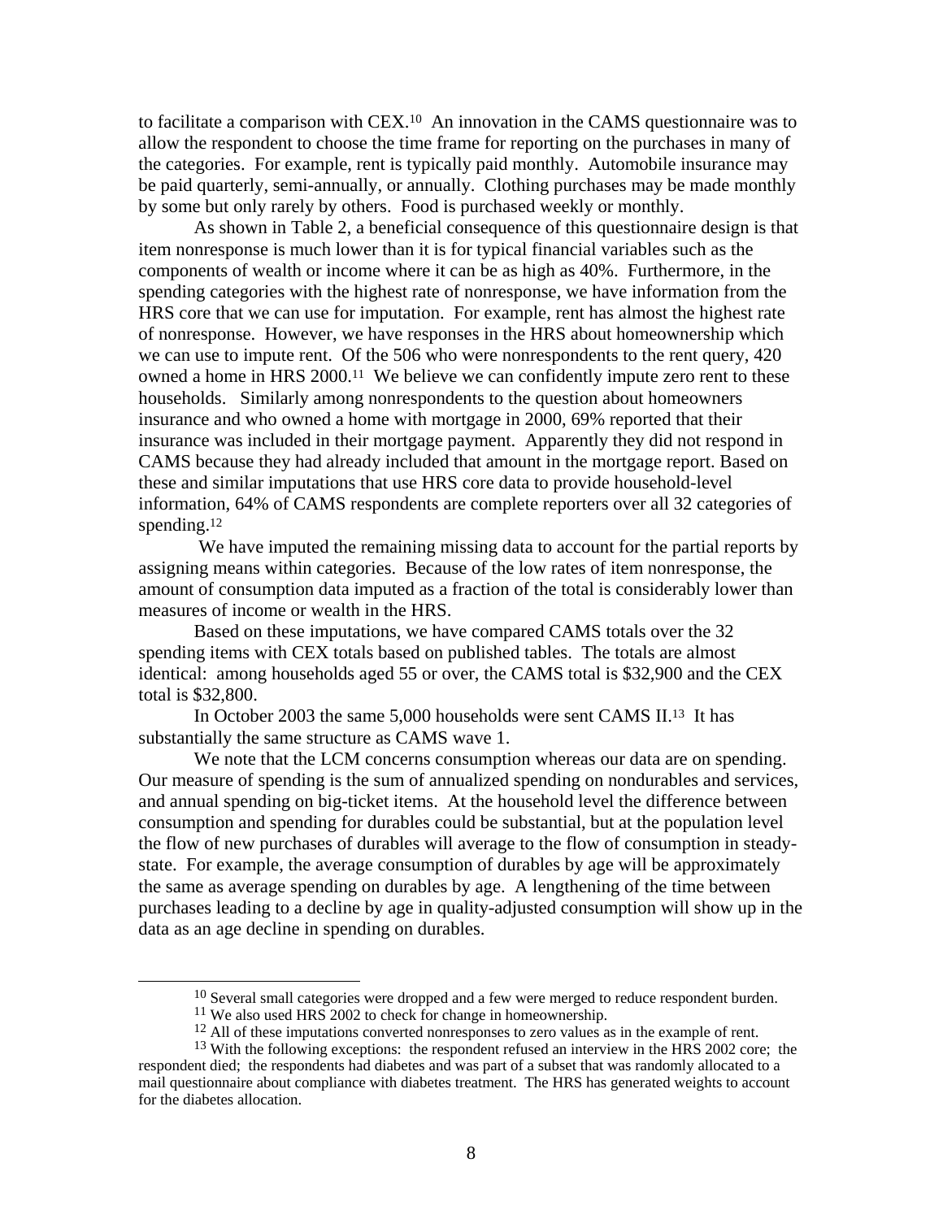to facilitate a comparison with CEX.[10] An innovation in the CAMS questionnaire was to allow the respondent to choose the time frame for reporting on the purchases in many of the categories. For example, rent is typically paid monthly. Automobile insurance may be paid quarterly, semi-annually, or annually. Clothing purchases may be made monthly by some but only rarely by others. Food is purchased weekly or monthly.

As shown in Table 2, a beneficial consequence of this questionnaire design is that item nonresponse is much lower than it is for typical financial variables such as the components of wealth or income where it can be as high as 40%. Furthermore, in the spending categories with the highest rate of nonresponse, we have information from the HRS core that we can use for imputation. For example, rent has almost the highest rate of nonresponse. However, we have responses in the HRS about homeownership which we can use to impute rent. Of the 506 who were nonrespondents to the rent query, 420 owned a home in HRS 2000.[11] We believe we can confidently impute zero rent to these households. Similarly among nonrespondents to the question about homeowners insurance and who owned a home with mortgage in 2000, 69% reported that their insurance was included in their mortgage payment. Apparently they did not respond in CAMS because they had already included that amount in the mortgage report. Based on these and similar imputations that use HRS core data to provide household-level information, 64% of CAMS respondents are complete reporters over all 32 categories of spending.[12]

We have imputed the remaining missing data to account for the partial reports by assigning means within categories. Because of the low rates of item nonresponse, the amount of consumption data imputed as a fraction of the total is considerably lower than measures of income or wealth in the HRS.

Based on these imputations, we have compared CAMS totals over the 32 spending items with CEX totals based on published tables. The totals are almost identical: among households aged 55 or over, the CAMS total is $32,900 and the CEX total is $32,800.

In October 2003 the same 5,000 households were sent CAMS II.[13] It has substantially the same structure as CAMS wave 1.

We note that the LCM concerns consumption whereas our data are on spending. Our measure of spending is the sum of annualized spending on nondurables and services, and annual spending on big-ticket items. At the household level the difference between consumption and spending for durables could be substantial, but at the population level the flow of new purchases of durables will average to the flow of consumption in steady-state. For example, the average consumption of durables by age will be approximately the same as average spending on durables by age. A lengthening of the time between purchases leading to a decline by age in quality-adjusted consumption will show up in the data as an age decline in spending on durables.

[10] Several small categories were dropped and a few were merged to reduce respondent burden.

[11] We also used HRS 2002 to check for change in homeownership.

[12] All of these imputations converted nonresponses to zero values as in the example of rent.

[13] With the following exceptions: the respondent refused an interview in the HRS 2002 core; the respondent died; the respondents had diabetes and was part of a subset that was randomly allocated to a mail questionnaire about compliance with diabetes treatment. The HRS has generated weights to account for the diabetes allocation.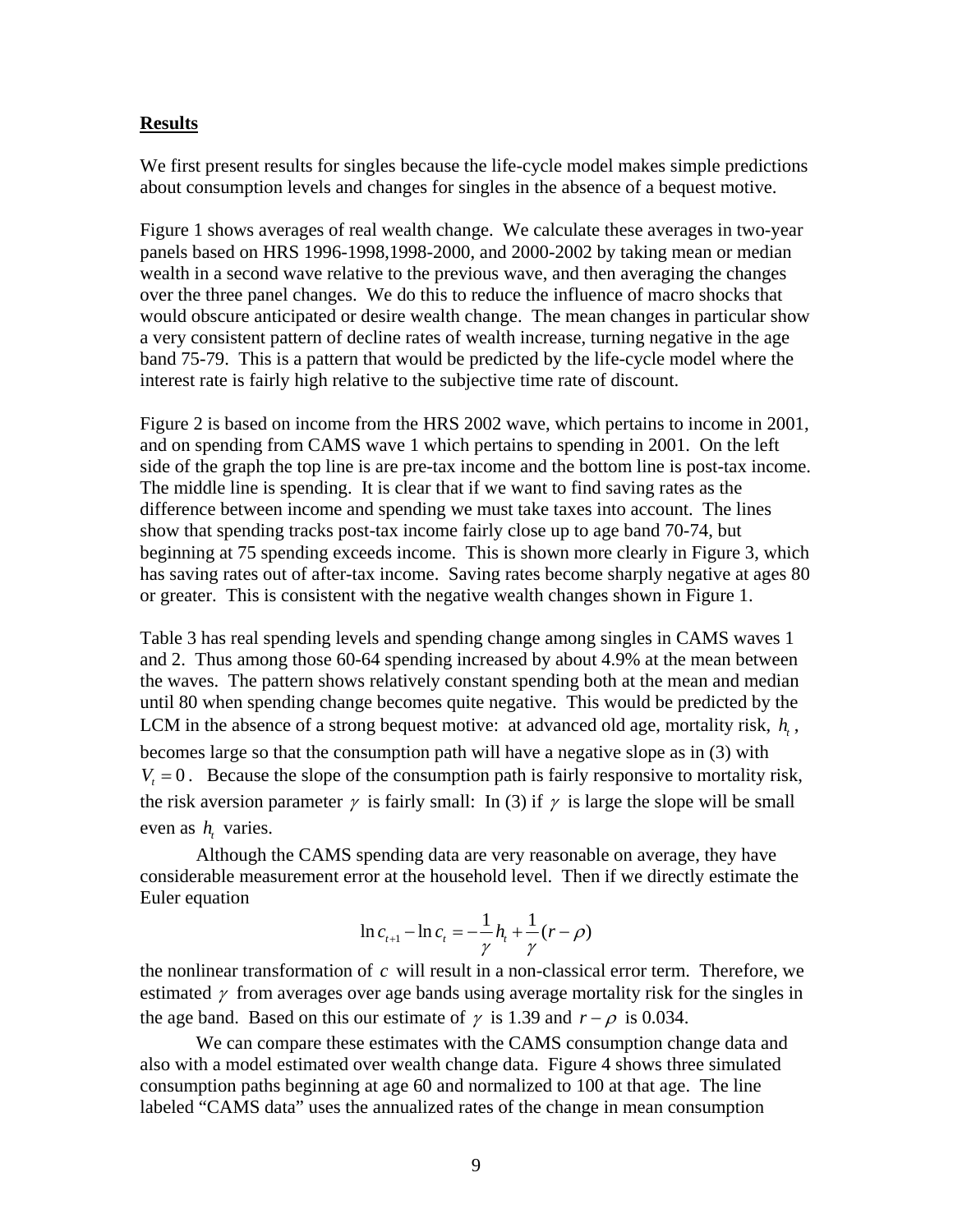**Results**

We first present results for singles because the life-cycle model makes simple predictions about consumption levels and changes for singles in the absence of a bequest motive.

Figure 1 shows averages of real wealth change. We calculate these averages in two-year panels based on HRS 1996-1998,1998-2000, and 2000-2002 by taking mean or median wealth in a second wave relative to the previous wave, and then averaging the changes over the three panel changes. We do this to reduce the influence of macro shocks that would obscure anticipated or desire wealth change. The mean changes in particular show a very consistent pattern of decline rates of wealth increase, turning negative in the age band 75-79. This is a pattern that would be predicted by the life-cycle model where the interest rate is fairly high relative to the subjective time rate of discount.

Figure 2 is based on income from the HRS 2002 wave, which pertains to income in 2001, and on spending from CAMS wave 1 which pertains to spending in 2001. On the left side of the graph the top line is are pre-tax income and the bottom line is post-tax income. The middle line is spending. It is clear that if we want to find saving rates as the difference between income and spending we must take taxes into account. The lines show that spending tracks post-tax income fairly close up to age band 70-74, but beginning at 75 spending exceeds income. This is shown more clearly in Figure 3, which has saving rates out of after-tax income. Saving rates become sharply negative at ages 80 or greater. This is consistent with the negative wealth changes shown in Figure 1.

Table 3 has real spending levels and spending change among singles in CAMS waves 1 and 2. Thus among those 60-64 spending increased by about 4.9% at the mean between the waves. The pattern shows relatively constant spending both at the mean and median until 80 when spending change becomes quite negative. This would be predicted by the LCM in the absence of a strong bequest motive: at advanced old age, mortality risk, $h_t$, becomes large so that the consumption path will have a negative slope as in (3) with $V_t = 0$. Because the slope of the consumption path is fairly responsive to mortality risk, the risk aversion parameter $\gamma$ is fairly small: In (3) if $\gamma$ is large the slope will be small even as $h_t$ varies.

Although the CAMS spending data are very reasonable on average, they have considerable measurement error at the household level. Then if we directly estimate the Euler equation

$$\ln c_{t+1} - \ln c_t = -\frac{1}{\gamma} h_t + \frac{1}{\gamma}(r - \rho)$$

the nonlinear transformation of $c$ will result in a non-classical error term. Therefore, we estimated $\gamma$ from averages over age bands using average mortality risk for the singles in the age band. Based on this our estimate of $\gamma$ is 1.39 and $r - \rho$ is 0.034.

We can compare these estimates with the CAMS consumption change data and also with a model estimated over wealth change data. Figure 4 shows three simulated consumption paths beginning at age 60 and normalized to 100 at that age. The line labeled "CAMS data" uses the annualized rates of the change in mean consumption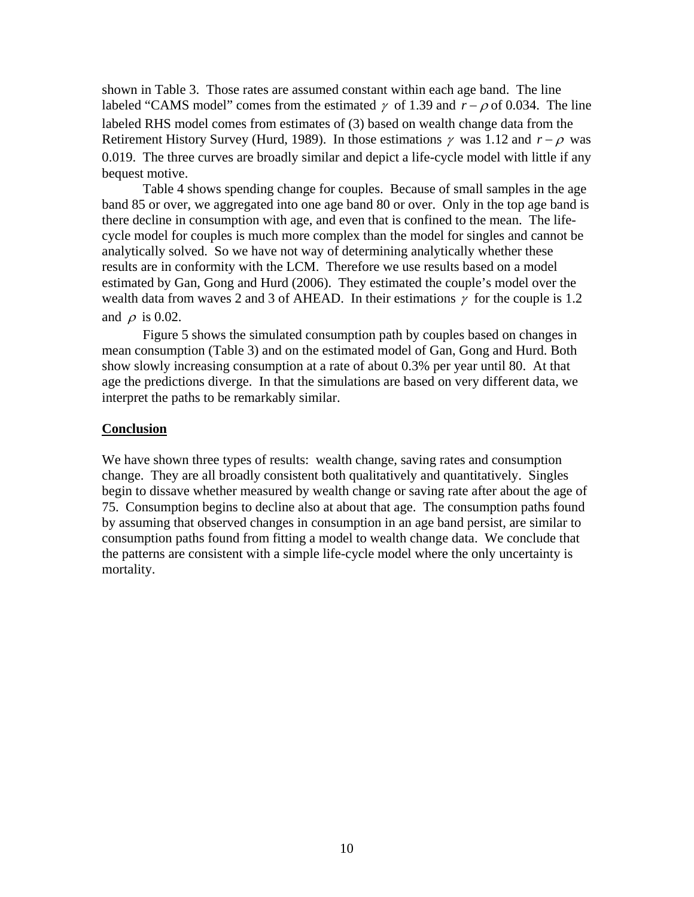shown in Table 3. Those rates are assumed constant within each age band. The line labeled "CAMS model" comes from the estimated $\gamma$ of 1.39 and $r-\rho$ of 0.034. The line labeled RHS model comes from estimates of (3) based on wealth change data from the Retirement History Survey (Hurd, 1989). In those estimations $\gamma$ was 1.12 and $r-\rho$ was 0.019. The three curves are broadly similar and depict a life-cycle model with little if any bequest motive.

Table 4 shows spending change for couples. Because of small samples in the age band 85 or over, we aggregated into one age band 80 or over. Only in the top age band is there decline in consumption with age, and even that is confined to the mean. The life-cycle model for couples is much more complex than the model for singles and cannot be analytically solved. So we have not way of determining analytically whether these results are in conformity with the LCM. Therefore we use results based on a model estimated by Gan, Gong and Hurd (2006). They estimated the couple's model over the wealth data from waves 2 and 3 of AHEAD. In their estimations $\gamma$ for the couple is 1.2 and $\rho$ is 0.02.

Figure 5 shows the simulated consumption path by couples based on changes in mean consumption (Table 3) and on the estimated model of Gan, Gong and Hurd. Both show slowly increasing consumption at a rate of about 0.3% per year until 80. At that age the predictions diverge. In that the simulations are based on very different data, we interpret the paths to be remarkably similar.

## Conclusion

We have shown three types of results: wealth change, saving rates and consumption change. They are all broadly consistent both qualitatively and quantitatively. Singles begin to dissave whether measured by wealth change or saving rate after about the age of 75. Consumption begins to decline also at about that age. The consumption paths found by assuming that observed changes in consumption in an age band persist, are similar to consumption paths found from fitting a model to wealth change data. We conclude that the patterns are consistent with a simple life-cycle model where the only uncertainty is mortality.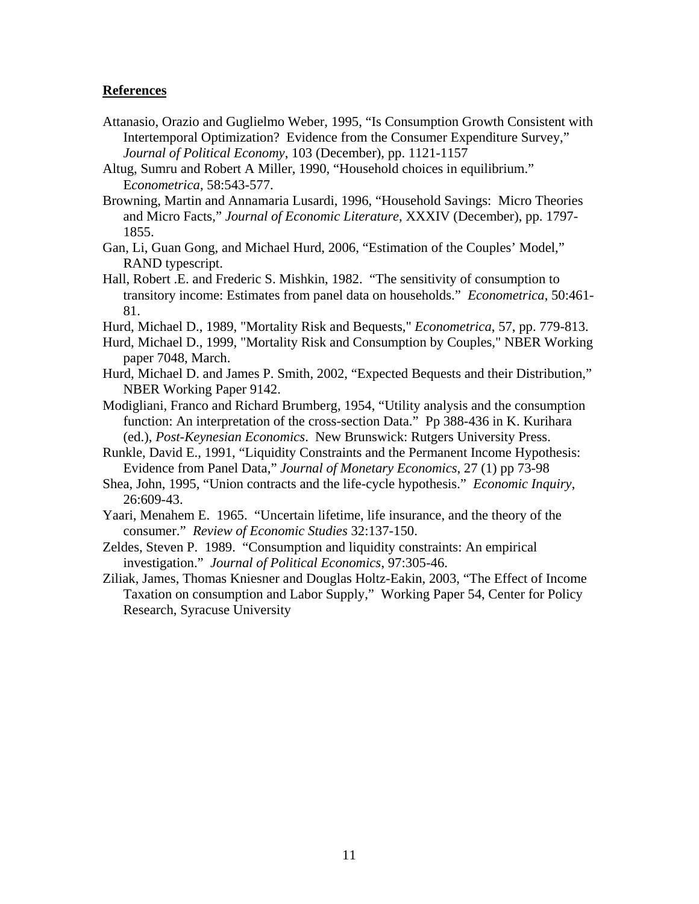**References**

Attanasio, Orazio and Guglielmo Weber, 1995, "Is Consumption Growth Consistent with Intertemporal Optimization? Evidence from the Consumer Expenditure Survey," *Journal of Political Economy*, 103 (December), pp. 1121-1157

Altug, Sumru and Robert A Miller, 1990, "Household choices in equilibrium." E*conometrica*, 58:543-577.

Browning, Martin and Annamaria Lusardi, 1996, "Household Savings: Micro Theories and Micro Facts," *Journal of Economic Literature*, XXXIV (December), pp. 1797-1855.

Gan, Li, Guan Gong, and Michael Hurd, 2006, "Estimation of the Couples' Model," RAND typescript.

Hall, Robert .E. and Frederic S. Mishkin, 1982. "The sensitivity of consumption to transitory income: Estimates from panel data on households." *Econometrica*, 50:461-81.

Hurd, Michael D., 1989, "Mortality Risk and Bequests," *Econometrica*, 57, pp. 779-813.

Hurd, Michael D., 1999, "Mortality Risk and Consumption by Couples," NBER Working paper 7048, March.

Hurd, Michael D. and James P. Smith, 2002, "Expected Bequests and their Distribution," NBER Working Paper 9142.

Modigliani, Franco and Richard Brumberg, 1954, "Utility analysis and the consumption function: An interpretation of the cross-section Data." Pp 388-436 in K. Kurihara (ed.), *Post-Keynesian Economics*. New Brunswick: Rutgers University Press.

Runkle, David E., 1991, "Liquidity Constraints and the Permanent Income Hypothesis: Evidence from Panel Data," *Journal of Monetary Economics*, 27 (1) pp 73-98

Shea, John, 1995, "Union contracts and the life-cycle hypothesis." *Economic Inquiry*, 26:609-43.

Yaari, Menahem E. 1965. "Uncertain lifetime, life insurance, and the theory of the consumer." *Review of Economic Studies* 32:137-150.

Zeldes, Steven P. 1989. "Consumption and liquidity constraints: An empirical investigation." *Journal of Political Economics*, 97:305-46.

Ziliak, James, Thomas Kniesner and Douglas Holtz-Eakin, 2003, "The Effect of Income Taxation on consumption and Labor Supply," Working Paper 54, Center for Policy Research, Syracuse University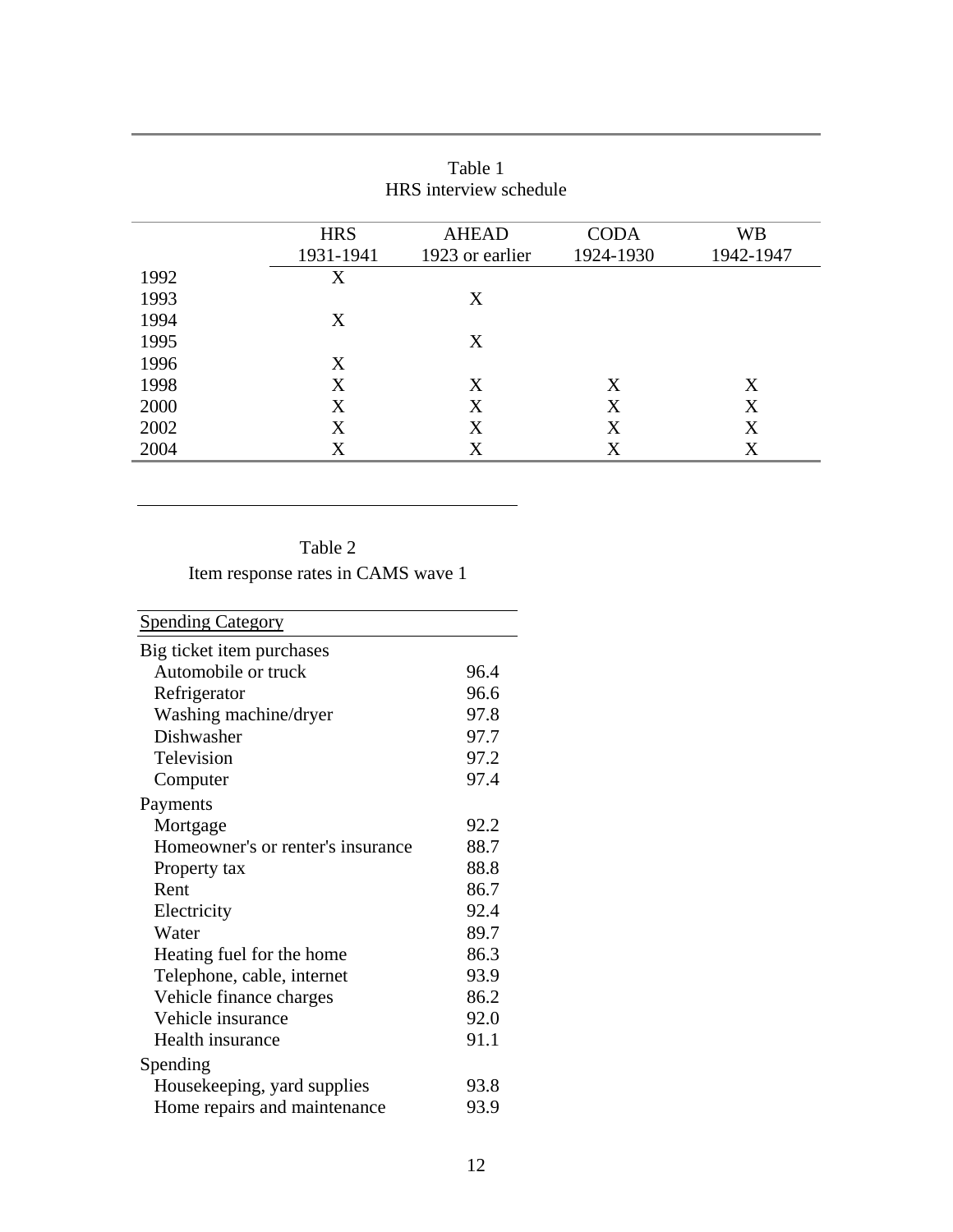Table 1
HRS interview schedule

| | HRS 1931-1941 | AHEAD 1923 or earlier | CODA 1924-1930 | WB 1942-1947 |
|---|---|---|---|---|
| 1992 | X | | | |
| 1993 | | X | | |
| 1994 | X | | | |
| 1995 | | X | | |
| 1996 | X | | | |
| 1998 | X | X | X | X |
| 2000 | X | X | X | X |
| 2002 | X | X | X | X |
| 2004 | X | X | X | X |

Table 2
Item response rates in CAMS wave 1

| Spending Category | |
|---|---|
| Big ticket item purchases | |
| Automobile or truck | 96.4 |
| Refrigerator | 96.6 |
| Washing machine/dryer | 97.8 |
| Dishwasher | 97.7 |
| Television | 97.2 |
| Computer | 97.4 |
| Payments | |
| Mortgage | 92.2 |
| Homeowner's or renter's insurance | 88.7 |
| Property tax | 88.8 |
| Rent | 86.7 |
| Electricity | 92.4 |
| Water | 89.7 |
| Heating fuel for the home | 86.3 |
| Telephone, cable, internet | 93.9 |
| Vehicle finance charges | 86.2 |
| Vehicle insurance | 92.0 |
| Health insurance | 91.1 |
| Spending | |
| Housekeeping, yard supplies | 93.8 |
| Home repairs and maintenance | 93.9 |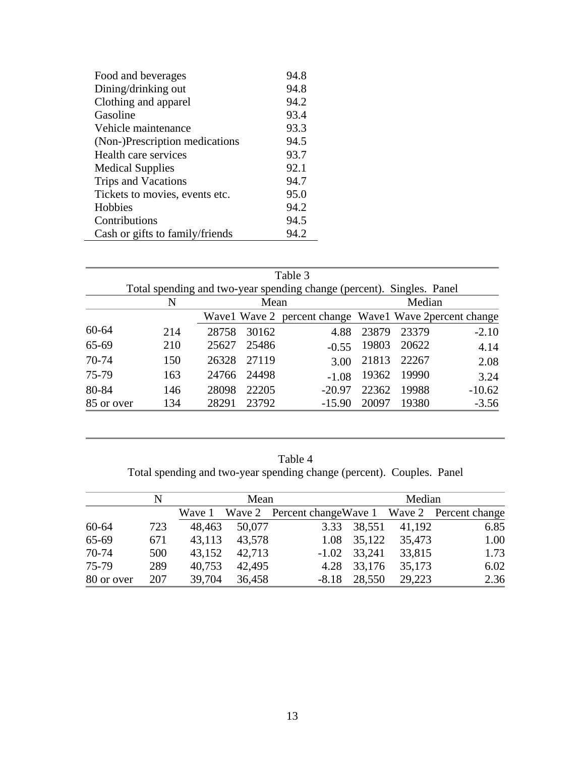| | |
|---|---|
| Food and beverages | 94.8 |
| Dining/drinking out | 94.8 |
| Clothing and apparel | 94.2 |
| Gasoline | 93.4 |
| Vehicle maintenance | 93.3 |
| (Non-)Prescription medications | 94.5 |
| Health care services | 93.7 |
| Medical Supplies | 92.1 |
| Trips and Vacations | 94.7 |
| Tickets to movies, events etc. | 95.0 |
| Hobbies | 94.2 |
| Contributions | 94.5 |
| Cash or gifts to family/friends | 94.2 |

Table 3

Total spending and two-year spending change (percent). Singles. Panel

| | N | Mean | | | Median | | |
|---|---|---|---|---|---|---|---|
| | | Wave1 | Wave 2 | percent change | Wave1 | Wave 2 | percent change |
| 60-64 | 214 | 28758 | 30162 | 4.88 | 23879 | 23379 | -2.10 |
| 65-69 | 210 | 25627 | 25486 | -0.55 | 19803 | 20622 | 4.14 |
| 70-74 | 150 | 26328 | 27119 | 3.00 | 21813 | 22267 | 2.08 |
| 75-79 | 163 | 24766 | 24498 | -1.08 | 19362 | 19990 | 3.24 |
| 80-84 | 146 | 28098 | 22205 | -20.97 | 22362 | 19988 | -10.62 |
| 85 or over | 134 | 28291 | 23792 | -15.90 | 20097 | 19380 | -3.56 |

Table 4

Total spending and two-year spending change (percent). Couples. Panel

| | N | Mean | | | Median | | |
|---|---|---|---|---|---|---|---|
| | | Wave 1 | Wave 2 | Percent change | Wave 1 | Wave 2 | Percent change |
| 60-64 | 723 | 48,463 | 50,077 | 3.33 | 38,551 | 41,192 | 6.85 |
| 65-69 | 671 | 43,113 | 43,578 | 1.08 | 35,122 | 35,473 | 1.00 |
| 70-74 | 500 | 43,152 | 42,713 | -1.02 | 33,241 | 33,815 | 1.73 |
| 75-79 | 289 | 40,753 | 42,495 | 4.28 | 33,176 | 35,173 | 6.02 |
| 80 or over | 207 | 39,704 | 36,458 | -8.18 | 28,550 | 29,223 | 2.36 |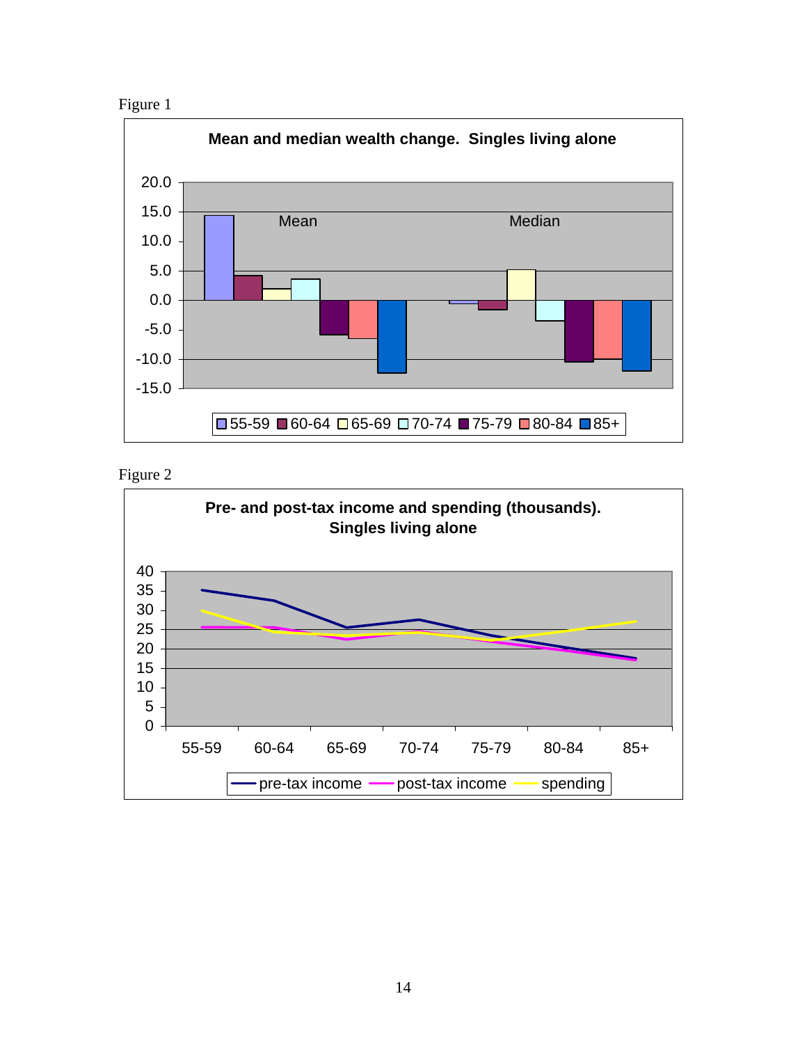Figure 1

Mean and median wealth change. Singles living alone

20.0
15.0
10.0
5.0
0.0
-5.0
-10.0
-15.0

Mean

Median

55-59 60-64 65-69 70-74 75-79 80-84 85+

Figure 2

Pre- and post-tax income and spending (thousands).
Singles living alone

40
35
30
25
20
15
10
5
0

55-59 60-64 65-69 70-74 75-79 80-84 85+

pre-tax income post-tax income spending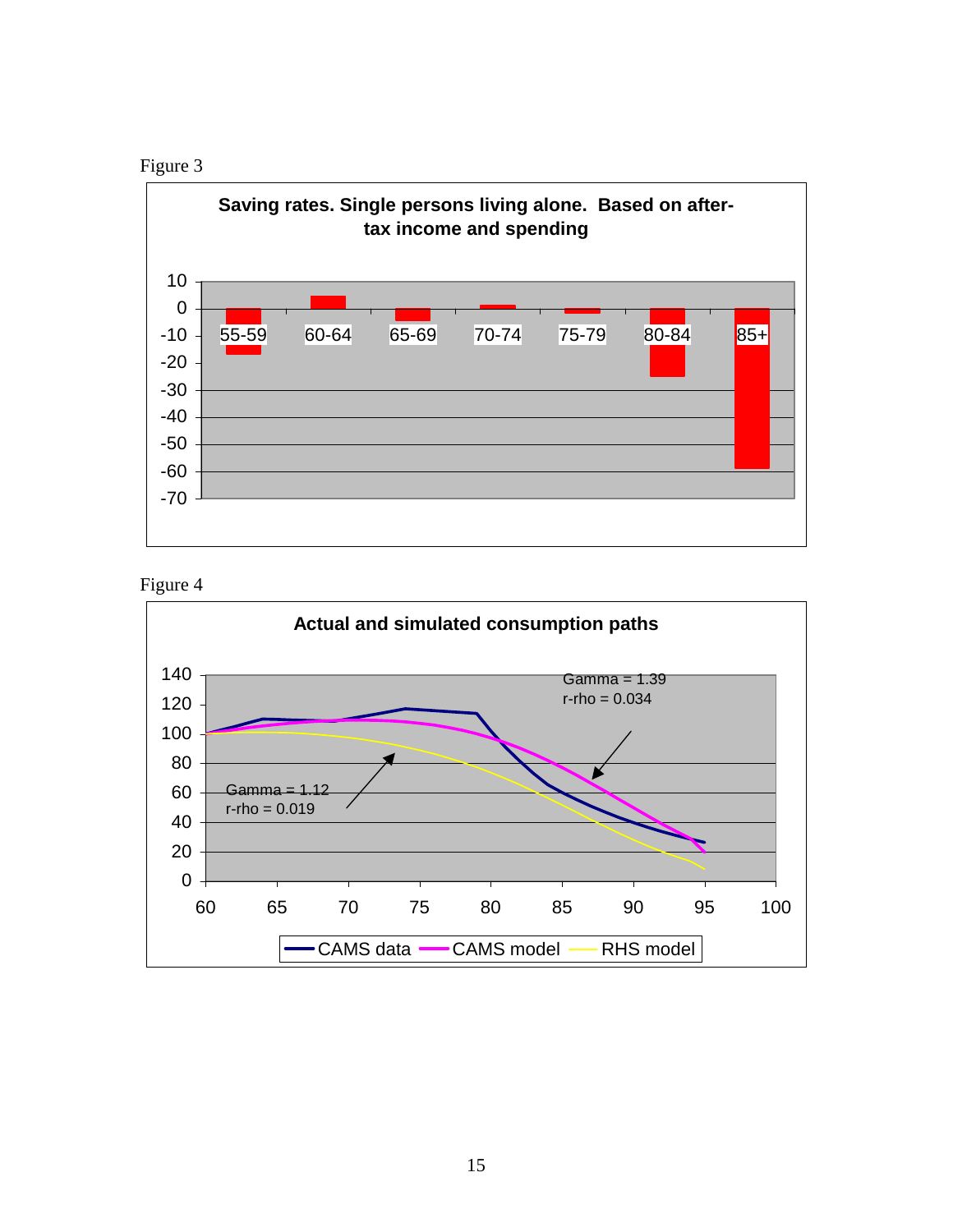Figure 3

Saving rates. Single persons living alone. Based on after-tax income and spending

10
0
-10
-20
-30
-40
-50
-60
-70

55-59
60-64
65-69
70-74
75-79
80-84
85+

Figure 4

Actual and simulated consumption paths

140
120
100
80
60
40
20
0

60
65
70
75
80
85
90
95
100

Gamma = 1.39
r-rho = 0.034

Gamma = 1.12
r-rho = 0.019

CAMS data
CAMS model
RHS model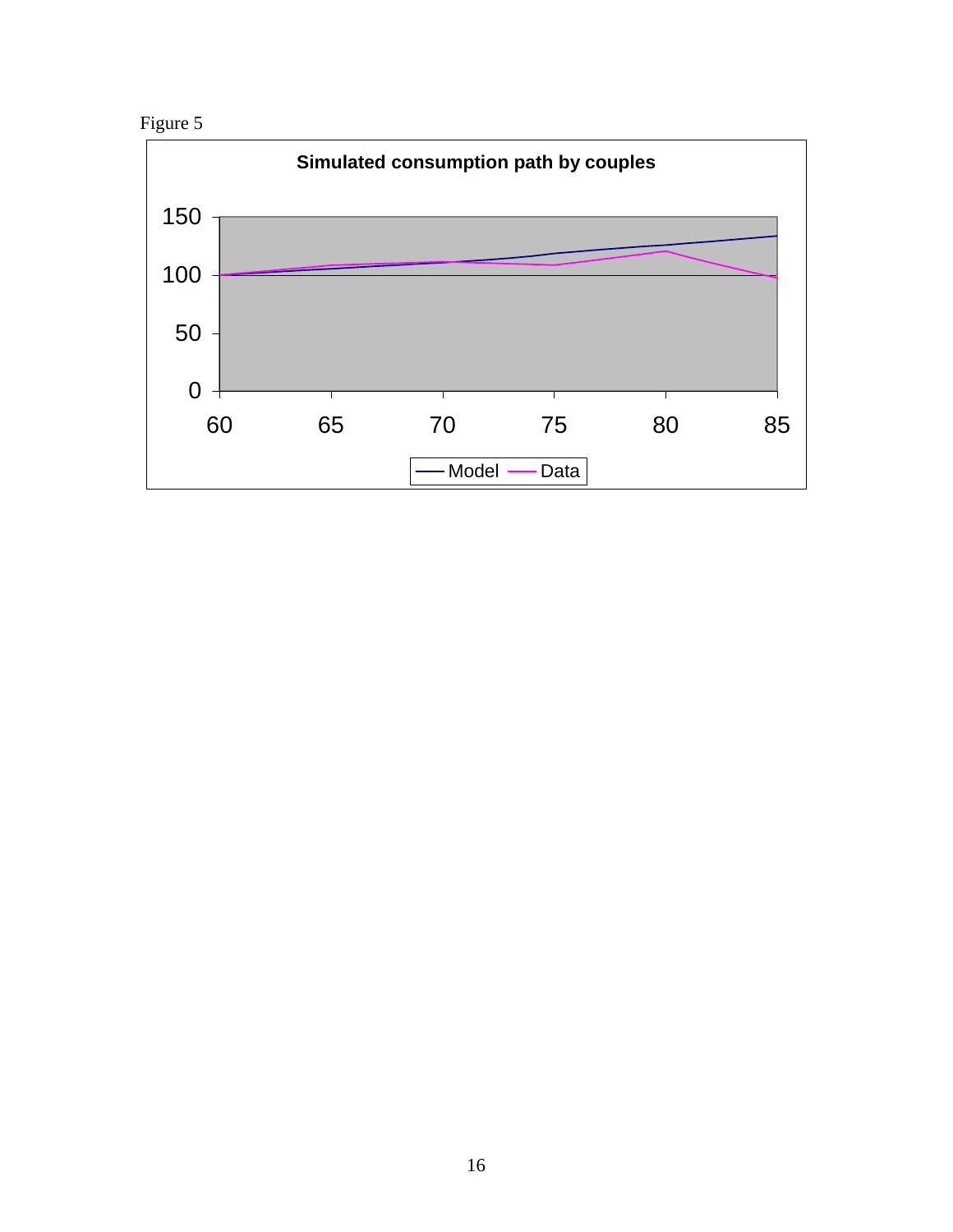Figure 5

Simulated consumption path by couples

150
100
50
0

60 65 70 75 80 85

Model Data